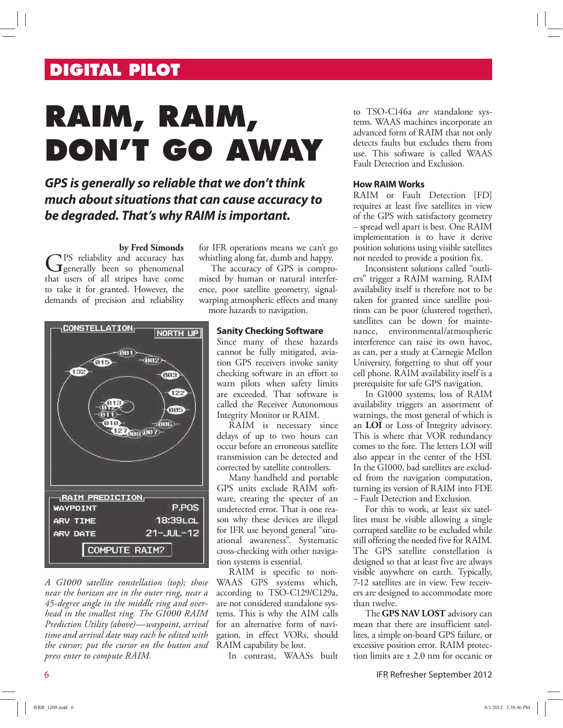DIGITAL PILOT

# RAIM, RAIM, DON'T GO AWAY

***GPS is generally so reliable that we don't think much about situations that can cause accuracy to be degraded. That's why RAIM is important.***

**by Fred Simonds**

GPS reliability and accuracy has generally been so phenomenal that users of all stripes have come to take it for granted. However, the demands of precision and reliability for IFR operations means we can't go whistling along fat, dumb and happy.

The accuracy of GPS is compromised by human or natural interference, poor satellite geometry, signal-warping atmospheric effects and many more hazards to navigation.

*A G1000 satellite constellation (top); those near the horizon are in the outer ring, near a 45-degree angle in the middle ring and overhead in the smallest ring. The G1000 RAIM Prediction Utility (above)—waypoint, arrival time and arrival date may each be edited with the cursor; put the cursor on the button and press enter to compute RAIM.*

### Sanity Checking Software

Since many of these hazards cannot be fully mitigated, aviation GPS receivers invoke sanity checking software in an effort to warn pilots when safety limits are exceeded. That software is called the Receiver Autonomous Integrity Monitor or RAIM.

RAIM is necessary since delays of up to two hours can occur before an erroneous satellite transmission can be detected and corrected by satellite controllers.

Many handheld and portable GPS units exclude RAIM software, creating the specter of an undetected error. That is one reason why these devices are illegal for IFR use beyond general "situational awareness". Systematic cross-checking with other navigation systems is essential.

RAIM is specific to non-WAAS GPS systems which, according to TSO-C129/C129a, are not considered standalone systems. This is why the AIM calls for an alternative form of navigation, in effect VORs, should RAIM capability be lost.

In contrast, WAASs built to TSO-C146a *are* standalone systems. WAAS machines incorporate an advanced form of RAIM that not only detects faults but excludes them from use. This software is called WAAS Fault Detection and Exclusion.

### How RAIM Works

RAIM or Fault Detection [FD] requires at least five satellites in view of the GPS with satisfactory geometry – spread well apart is best. One RAIM implementation is to have it derive position solutions using visible satellites not needed to provide a position fix.

Inconsistent solutions called "outliers" trigger a RAIM warning. RAIM availability itself is therefore not to be taken for granted since satellite positions can be poor (clustered together), satellites can be down for maintenance, environmental/atmospheric interference can raise its own havoc, as can, per a study at Carnegie Mellon University, forgetting to shut off your cell phone. RAIM availability itself is a prerequisite for safe GPS navigation.

In G1000 systems, loss of RAIM availability triggers an assortment of warnings, the most general of which is an **LOI** or Loss of Integrity advisory. This is where that VOR redundancy comes to the fore. The letters LOI will also appear in the center of the HSI. In the G1000, bad satellites are excluded from the navigation computation, turning its version of RAIM into FDE – Fault Detection and Exclusion.

For this to work, at least six satellites must be visible allowing a single corrupted satellite to be excluded while still offering the needed five for RAIM. The GPS satellite constellation is designed so that at least five are always visible anywhere on earth. Typically, 7-12 satellites are in view. Few receivers are designed to accommodate more than twelve.

The **GPS NAV LOST** advisory can mean that there are insufficient satellites, a simple on-board GPS failure, or excessive position error. RAIM protection limits are ± 2.0 nm for oceanic or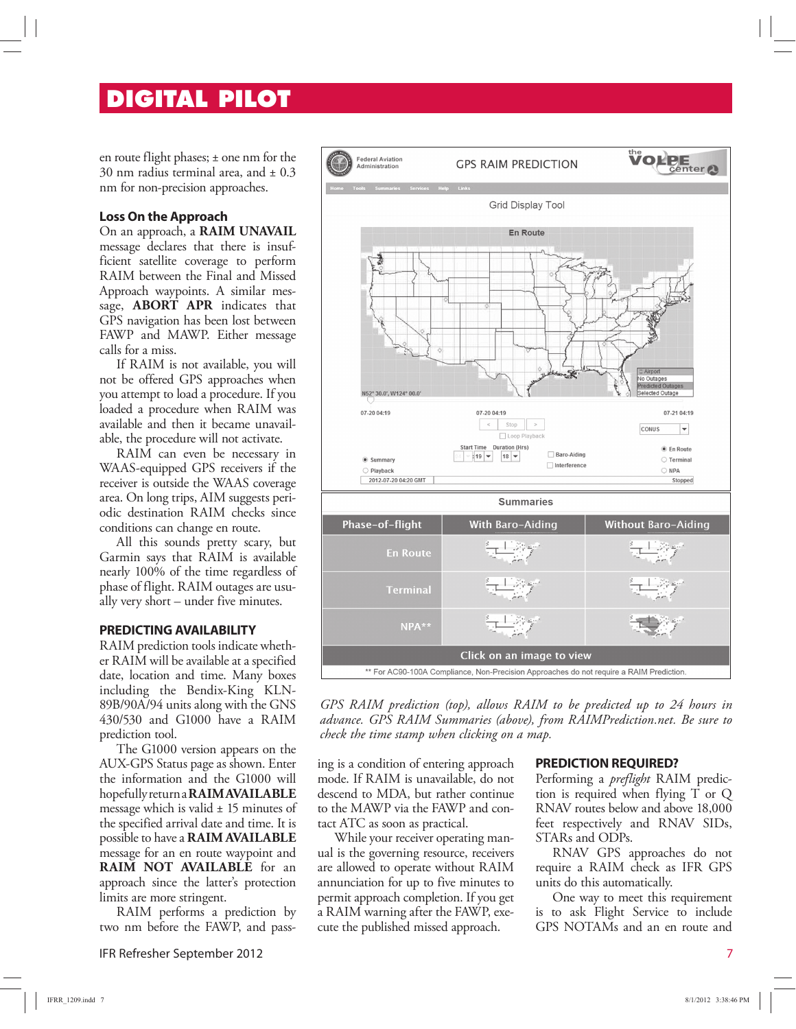en route flight phases; ± one nm for the 30 nm radius terminal area, and ± 0.3 nm for non-precision approaches.

### Loss On the Approach

On an approach, a **RAIM UNAVAIL** message declares that there is insufficient satellite coverage to perform RAIM between the Final and Missed Approach waypoints. A similar message, **ABORT APR** indicates that GPS navigation has been lost between FAWP and MAWP. Either message calls for a miss.

If RAIM is not available, you will not be offered GPS approaches when you attempt to load a procedure. If you loaded a procedure when RAIM was available and then it became unavailable, the procedure will not activate.

RAIM can even be necessary in WAAS-equipped GPS receivers if the receiver is outside the WAAS coverage area. On long trips, AIM suggests periodic destination RAIM checks since conditions can change en route.

All this sounds pretty scary, but Garmin says that RAIM is available nearly 100% of the time regardless of phase of flight. RAIM outages are usually very short – under five minutes.

## PREDICTING AVAILABILITY

RAIM prediction tools indicate whether RAIM will be available at a specified date, location and time. Many boxes including the Bendix-King KLN-89B/90A/94 units along with the GNS 430/530 and G1000 have a RAIM prediction tool.

The G1000 version appears on the AUX-GPS Status page as shown. Enter the information and the G1000 will hopefully return a **RAIM AVAILABLE** message which is valid ± 15 minutes of the specified arrival date and time. It is possible to have a **RAIM AVAILABLE** message for an en route waypoint and **RAIM NOT AVAILABLE** for an approach since the latter's protection limits are more stringent.

RAIM performs a prediction by two nm before the FAWP, and passing is a condition of entering approach mode. If RAIM is unavailable, do not descend to MDA, but rather continue to the MAWP via the FAWP and contact ATC as soon as practical.

While your receiver operating manual is the governing resource, receivers are allowed to operate without RAIM annunciation for up to five minutes to permit approach completion. If you get a RAIM warning after the FAWP, execute the published missed approach.

| Phase–of–flight | With Baro–Aiding | Without Baro–Aiding |
|---|---|---|
| En Route | | |
| Terminal | | |
| NPA** | | |

Click on an image to view

** For AC90-100A Compliance, Non-Precision Approaches do not require a RAIM Prediction.

*GPS RAIM prediction (top), allows RAIM to be predicted up to 24 hours in advance. GPS RAIM Summaries (above), from RAIMPrediction.net. Be sure to check the time stamp when clicking on a map.*

## PREDICTION REQUIRED?

Performing a *preflight* RAIM prediction is required when flying T or Q RNAV routes below and above 18,000 feet respectively and RNAV SIDs, STARs and ODPs.

RNAV GPS approaches do not require a RAIM check as IFR GPS units do this automatically.

One way to meet this requirement is to ask Flight Service to include GPS NOTAMs and an en route and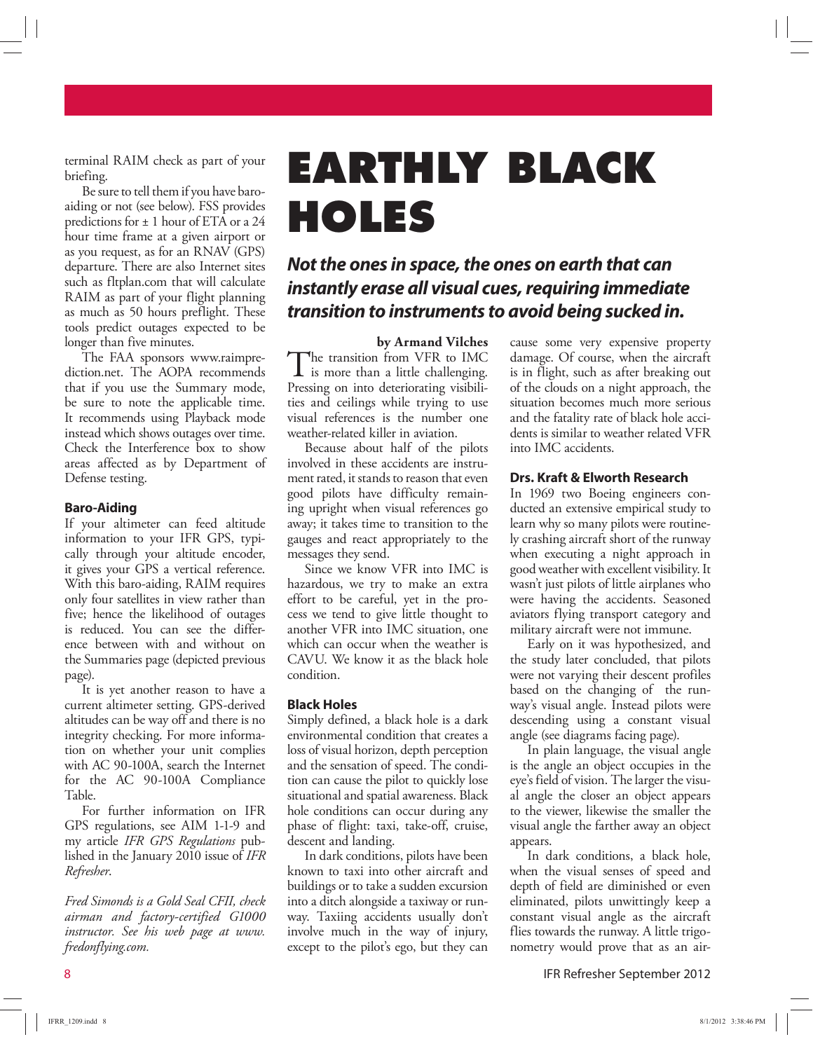terminal RAIM check as part of your briefing.

Be sure to tell them if you have baro-aiding or not (see below). FSS provides predictions for ± 1 hour of ETA or a 24 hour time frame at a given airport or as you request, as for an RNAV (GPS) departure. There are also Internet sites such as fltplan.com that will calculate RAIM as part of your flight planning as much as 50 hours preflight. These tools predict outages expected to be longer than five minutes.

The FAA sponsors www.raimprediction.net. The AOPA recommends that if you use the Summary mode, be sure to note the applicable time. It recommends using Playback mode instead which shows outages over time. Check the Interference box to show areas affected as by Department of Defense testing.

### Baro-Aiding

If your altimeter can feed altitude information to your IFR GPS, typically through your altitude encoder, it gives your GPS a vertical reference. With this baro-aiding, RAIM requires only four satellites in view rather than five; hence the likelihood of outages is reduced. You can see the difference between with and without on the Summaries page (depicted previous page).

It is yet another reason to have a current altimeter setting. GPS-derived altitudes can be way off and there is no integrity checking. For more information on whether your unit complies with AC 90-100A, search the Internet for the AC 90-100A Compliance Table.

For further information on IFR GPS regulations, see AIM 1-1-9 and my article *IFR GPS Regulations* published in the January 2010 issue of *IFR Refresher*.

*Fred Simonds is a Gold Seal CFII, check airman and factory-certified G1000 instructor. See his web page at www.fredonflying.com.*

# EARTHLY BLACK HOLES

***Not the ones in space, the ones on earth that can instantly erase all visual cues, requiring immediate transition to instruments to avoid being sucked in.***

**by Armand Vilches**

The transition from VFR to IMC is more than a little challenging. Pressing on into deteriorating visibilities and ceilings while trying to use visual references is the number one weather-related killer in aviation.

Because about half of the pilots involved in these accidents are instrument rated, it stands to reason that even good pilots have difficulty remaining upright when visual references go away; it takes time to transition to the gauges and react appropriately to the messages they send.

Since we know VFR into IMC is hazardous, we try to make an extra effort to be careful, yet in the process we tend to give little thought to another VFR into IMC situation, one which can occur when the weather is CAVU. We know it as the black hole condition.

### Black Holes

Simply defined, a black hole is a dark environmental condition that creates a loss of visual horizon, depth perception and the sensation of speed. The condition can cause the pilot to quickly lose situational and spatial awareness. Black hole conditions can occur during any phase of flight: taxi, take-off, cruise, descent and landing.

In dark conditions, pilots have been known to taxi into other aircraft and buildings or to take a sudden excursion into a ditch alongside a taxiway or runway. Taxiing accidents usually don't involve much in the way of injury, except to the pilot's ego, but they can cause some very expensive property damage. Of course, when the aircraft is in flight, such as after breaking out of the clouds on a night approach, the situation becomes much more serious and the fatality rate of black hole accidents is similar to weather related VFR into IMC accidents.

### Drs. Kraft & Elworth Research

In 1969 two Boeing engineers conducted an extensive empirical study to learn why so many pilots were routinely crashing aircraft short of the runway when executing a night approach in good weather with excellent visibility. It wasn't just pilots of little airplanes who were having the accidents. Seasoned aviators flying transport category and military aircraft were not immune.

Early on it was hypothesized, and the study later concluded, that pilots were not varying their descent profiles based on the changing of the runway's visual angle. Instead pilots were descending using a constant visual angle (see diagrams facing page).

In plain language, the visual angle is the angle an object occupies in the eye's field of vision. The larger the visual angle the closer an object appears to the viewer, likewise the smaller the visual angle the farther away an object appears.

In dark conditions, a black hole, when the visual senses of speed and depth of field are diminished or even eliminated, pilots unwittingly keep a constant visual angle as the aircraft flies towards the runway. A little trigonometry would prove that as an air-